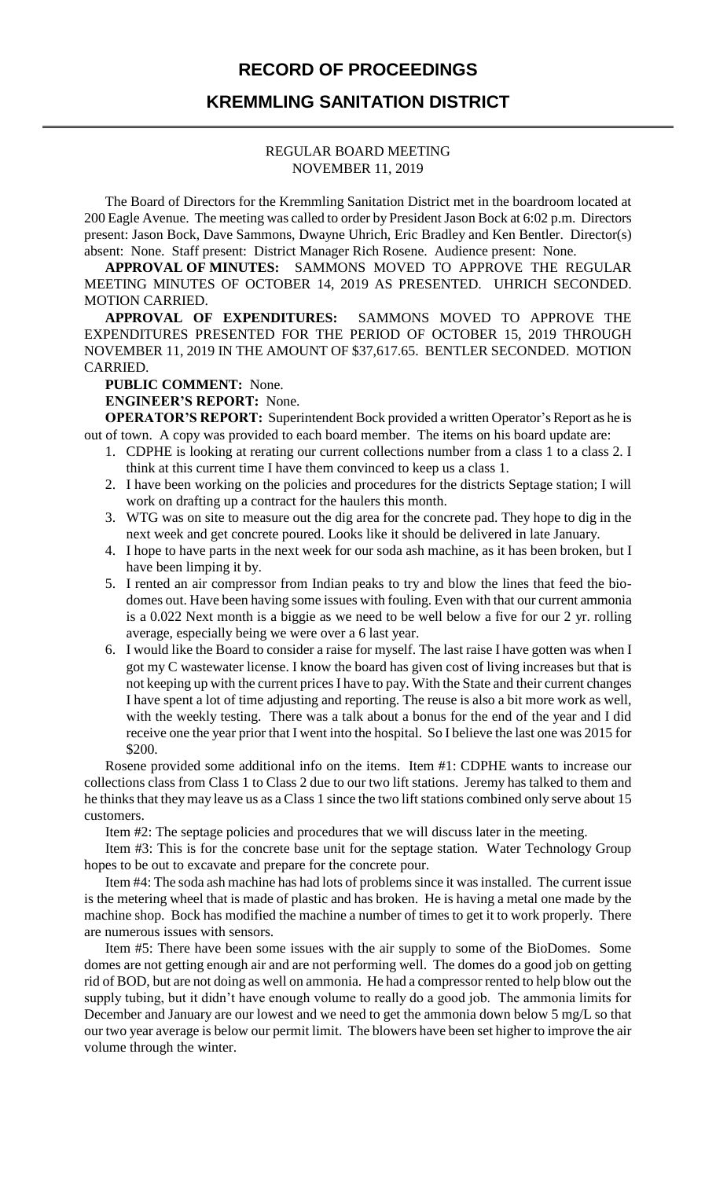# RECORD OF PROCEEDINGS

## KREMMLING SANITATION DISTRICT

REGULAR BOARD MEETING
NOVEMBER 11, 2019

The Board of Directors for the Kremmling Sanitation District met in the boardroom located at 200 Eagle Avenue. The meeting was called to order by President Jason Bock at 6:02 p.m. Directors present: Jason Bock, Dave Sammons, Dwayne Uhrich, Eric Bradley and Ken Bentler. Director(s) absent: None. Staff present: District Manager Rich Rosene. Audience present: None.

**APPROVAL OF MINUTES:** SAMMONS MOVED TO APPROVE THE REGULAR MEETING MINUTES OF OCTOBER 14, 2019 AS PRESENTED. UHRICH SECONDED. MOTION CARRIED.

**APPROVAL OF EXPENDITURES:** SAMMONS MOVED TO APPROVE THE EXPENDITURES PRESENTED FOR THE PERIOD OF OCTOBER 15, 2019 THROUGH NOVEMBER 11, 2019 IN THE AMOUNT OF $37,617.65. BENTLER SECONDED. MOTION CARRIED.

**PUBLIC COMMENT:** None.

**ENGINEER'S REPORT:** None.

**OPERATOR'S REPORT:** Superintendent Bock provided a written Operator's Report as he is out of town. A copy was provided to each board member. The items on his board update are:

1. CDPHE is looking at rerating our current collections number from a class 1 to a class 2. I think at this current time I have them convinced to keep us a class 1.
2. I have been working on the policies and procedures for the districts Septage station; I will work on drafting up a contract for the haulers this month.
3. WTG was on site to measure out the dig area for the concrete pad. They hope to dig in the next week and get concrete poured. Looks like it should be delivered in late January.
4. I hope to have parts in the next week for our soda ash machine, as it has been broken, but I have been limping it by.
5. I rented an air compressor from Indian peaks to try and blow the lines that feed the bio-domes out. Have been having some issues with fouling. Even with that our current ammonia is a 0.022 Next month is a biggie as we need to be well below a five for our 2 yr. rolling average, especially being we were over a 6 last year.
6. I would like the Board to consider a raise for myself. The last raise I have gotten was when I got my C wastewater license. I know the board has given cost of living increases but that is not keeping up with the current prices I have to pay. With the State and their current changes I have spent a lot of time adjusting and reporting. The reuse is also a bit more work as well, with the weekly testing. There was a talk about a bonus for the end of the year and I did receive one the year prior that I went into the hospital. So I believe the last one was 2015 for $200.

Rosene provided some additional info on the items. Item #1: CDPHE wants to increase our collections class from Class 1 to Class 2 due to our two lift stations. Jeremy has talked to them and he thinks that they may leave us as a Class 1 since the two lift stations combined only serve about 15 customers.

Item #2: The septage policies and procedures that we will discuss later in the meeting.

Item #3: This is for the concrete base unit for the septage station. Water Technology Group hopes to be out to excavate and prepare for the concrete pour.

Item #4: The soda ash machine has had lots of problems since it was installed. The current issue is the metering wheel that is made of plastic and has broken. He is having a metal one made by the machine shop. Bock has modified the machine a number of times to get it to work properly. There are numerous issues with sensors.

Item #5: There have been some issues with the air supply to some of the BioDomes. Some domes are not getting enough air and are not performing well. The domes do a good job on getting rid of BOD, but are not doing as well on ammonia. He had a compressor rented to help blow out the supply tubing, but it didn't have enough volume to really do a good job. The ammonia limits for December and January are our lowest and we need to get the ammonia down below 5 mg/L so that our two year average is below our permit limit. The blowers have been set higher to improve the air volume through the winter.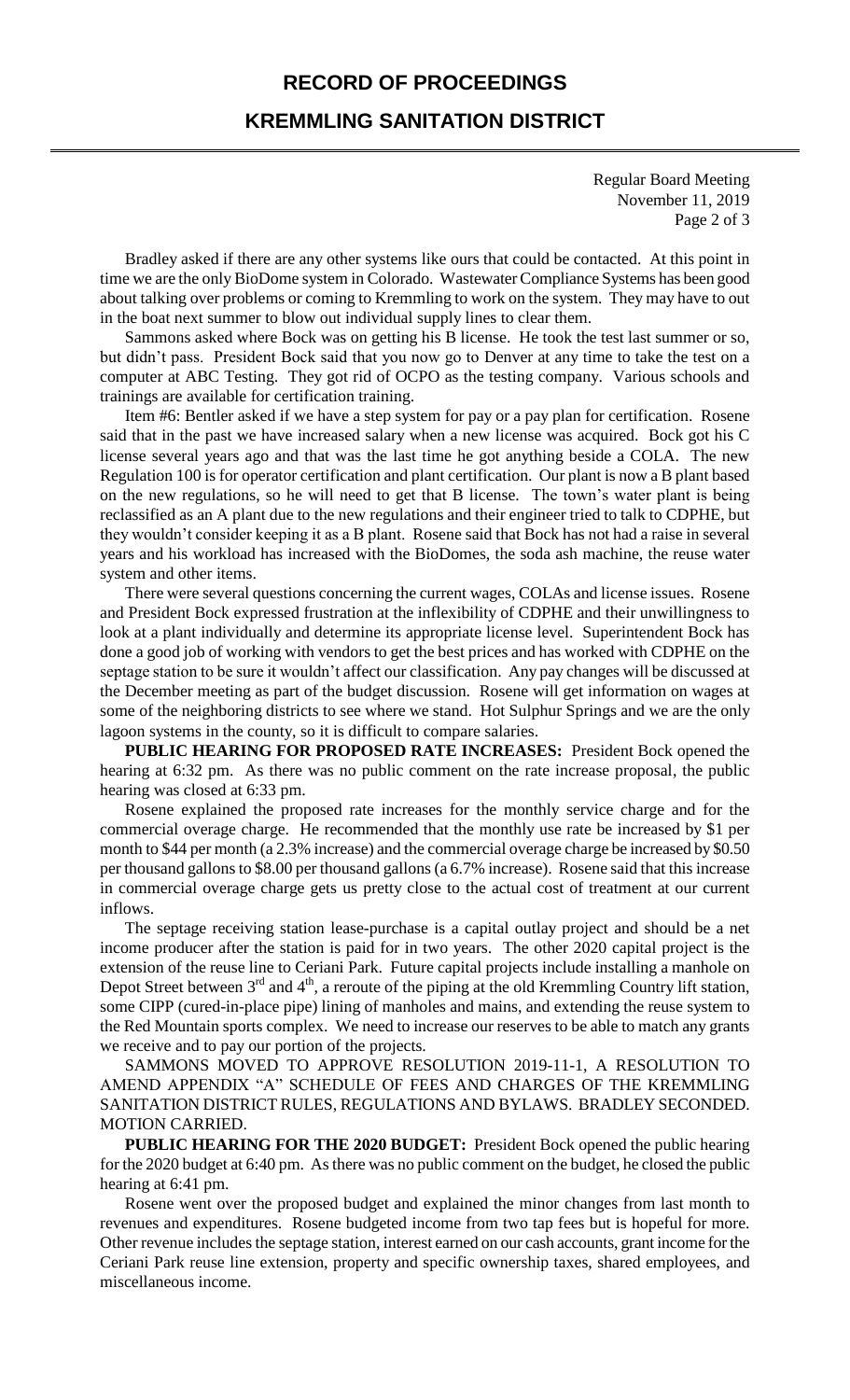Bradley asked if there are any other systems like ours that could be contacted. At this point in time we are the only BioDome system in Colorado. Wastewater Compliance Systems has been good about talking over problems or coming to Kremmling to work on the system. They may have to out in the boat next summer to blow out individual supply lines to clear them.

Sammons asked where Bock was on getting his B license. He took the test last summer or so, but didn't pass. President Bock said that you now go to Denver at any time to take the test on a computer at ABC Testing. They got rid of OCPO as the testing company. Various schools and trainings are available for certification training.

Item #6: Bentler asked if we have a step system for pay or a pay plan for certification. Rosene said that in the past we have increased salary when a new license was acquired. Bock got his C license several years ago and that was the last time he got anything beside a COLA. The new Regulation 100 is for operator certification and plant certification. Our plant is now a B plant based on the new regulations, so he will need to get that B license. The town's water plant is being reclassified as an A plant due to the new regulations and their engineer tried to talk to CDPHE, but they wouldn't consider keeping it as a B plant. Rosene said that Bock has not had a raise in several years and his workload has increased with the BioDomes, the soda ash machine, the reuse water system and other items.

There were several questions concerning the current wages, COLAs and license issues. Rosene and President Bock expressed frustration at the inflexibility of CDPHE and their unwillingness to look at a plant individually and determine its appropriate license level. Superintendent Bock has done a good job of working with vendors to get the best prices and has worked with CDPHE on the septage station to be sure it wouldn't affect our classification. Any pay changes will be discussed at the December meeting as part of the budget discussion. Rosene will get information on wages at some of the neighboring districts to see where we stand. Hot Sulphur Springs and we are the only lagoon systems in the county, so it is difficult to compare salaries.

**PUBLIC HEARING FOR PROPOSED RATE INCREASES:** President Bock opened the hearing at 6:32 pm. As there was no public comment on the rate increase proposal, the public hearing was closed at 6:33 pm.

Rosene explained the proposed rate increases for the monthly service charge and for the commercial overage charge. He recommended that the monthly use rate be increased by $1 per month to $44 per month (a 2.3% increase) and the commercial overage charge be increased by $0.50 per thousand gallons to $8.00 per thousand gallons (a 6.7% increase). Rosene said that this increase in commercial overage charge gets us pretty close to the actual cost of treatment at our current inflows.

The septage receiving station lease-purchase is a capital outlay project and should be a net income producer after the station is paid for in two years. The other 2020 capital project is the extension of the reuse line to Ceriani Park. Future capital projects include installing a manhole on Depot Street between 3rd and 4th, a reroute of the piping at the old Kremmling Country lift station, some CIPP (cured-in-place pipe) lining of manholes and mains, and extending the reuse system to the Red Mountain sports complex. We need to increase our reserves to be able to match any grants we receive and to pay our portion of the projects.

SAMMONS MOVED TO APPROVE RESOLUTION 2019-11-1, A RESOLUTION TO AMEND APPENDIX "A" SCHEDULE OF FEES AND CHARGES OF THE KREMMLING SANITATION DISTRICT RULES, REGULATIONS AND BYLAWS. BRADLEY SECONDED. MOTION CARRIED.

**PUBLIC HEARING FOR THE 2020 BUDGET:** President Bock opened the public hearing for the 2020 budget at 6:40 pm. As there was no public comment on the budget, he closed the public hearing at 6:41 pm.

Rosene went over the proposed budget and explained the minor changes from last month to revenues and expenditures. Rosene budgeted income from two tap fees but is hopeful for more. Other revenue includes the septage station, interest earned on our cash accounts, grant income for the Ceriani Park reuse line extension, property and specific ownership taxes, shared employees, and miscellaneous income.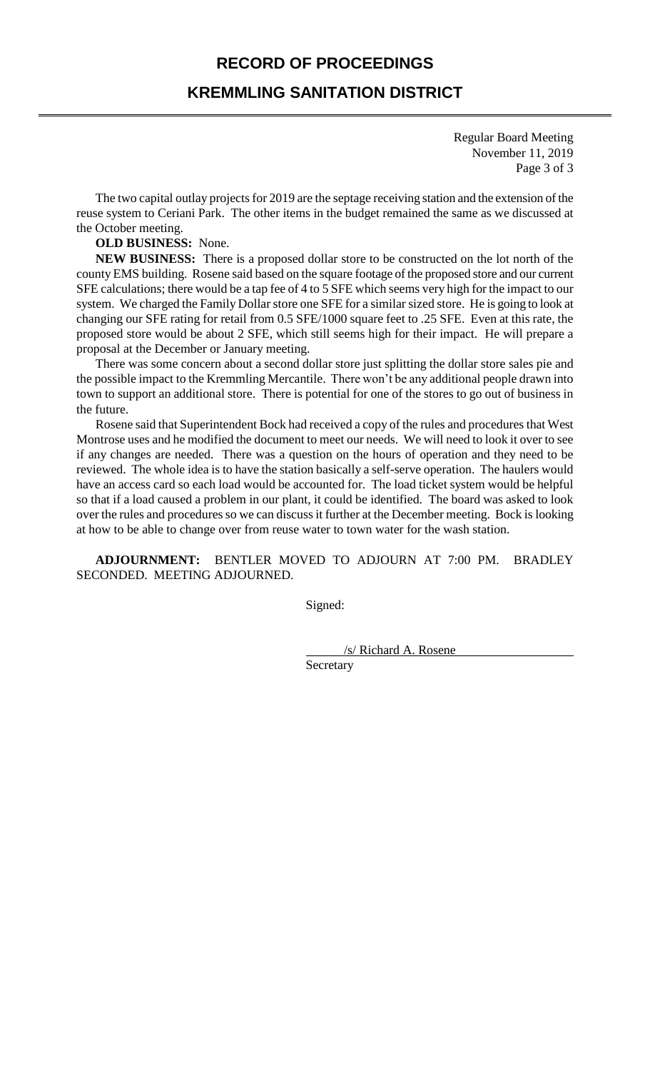Regular Board Meeting
November 11, 2019

The two capital outlay projects for 2019 are the septage receiving station and the extension of the reuse system to Ceriani Park. The other items in the budget remained the same as we discussed at the October meeting.

**OLD BUSINESS:** None.

**NEW BUSINESS:** There is a proposed dollar store to be constructed on the lot north of the county EMS building. Rosene said based on the square footage of the proposed store and our current SFE calculations; there would be a tap fee of 4 to 5 SFE which seems very high for the impact to our system. We charged the Family Dollar store one SFE for a similar sized store. He is going to look at changing our SFE rating for retail from 0.5 SFE/1000 square feet to .25 SFE. Even at this rate, the proposed store would be about 2 SFE, which still seems high for their impact. He will prepare a proposal at the December or January meeting.

There was some concern about a second dollar store just splitting the dollar store sales pie and the possible impact to the Kremmling Mercantile. There won't be any additional people drawn into town to support an additional store. There is potential for one of the stores to go out of business in the future.

Rosene said that Superintendent Bock had received a copy of the rules and procedures that West Montrose uses and he modified the document to meet our needs. We will need to look it over to see if any changes are needed. There was a question on the hours of operation and they need to be reviewed. The whole idea is to have the station basically a self-serve operation. The haulers would have an access card so each load would be accounted for. The load ticket system would be helpful so that if a load caused a problem in our plant, it could be identified. The board was asked to look over the rules and procedures so we can discuss it further at the December meeting. Bock is looking at how to be able to change over from reuse water to town water for the wash station.

**ADJOURNMENT:** BENTLER MOVED TO ADJOURN AT 7:00 PM. BRADLEY SECONDED. MEETING ADJOURNED.

Signed:

/s/ Richard A. Rosene

Secretary